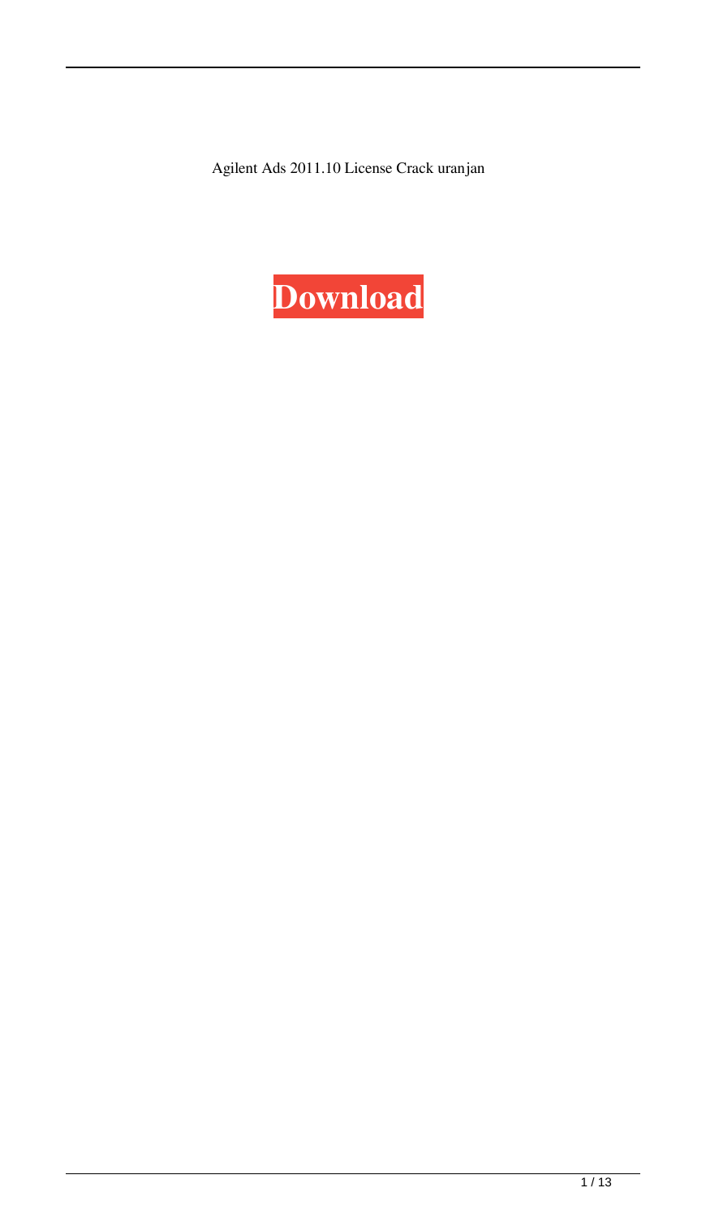Agilent Ads 2011.10 License Crack uranjan

**Download**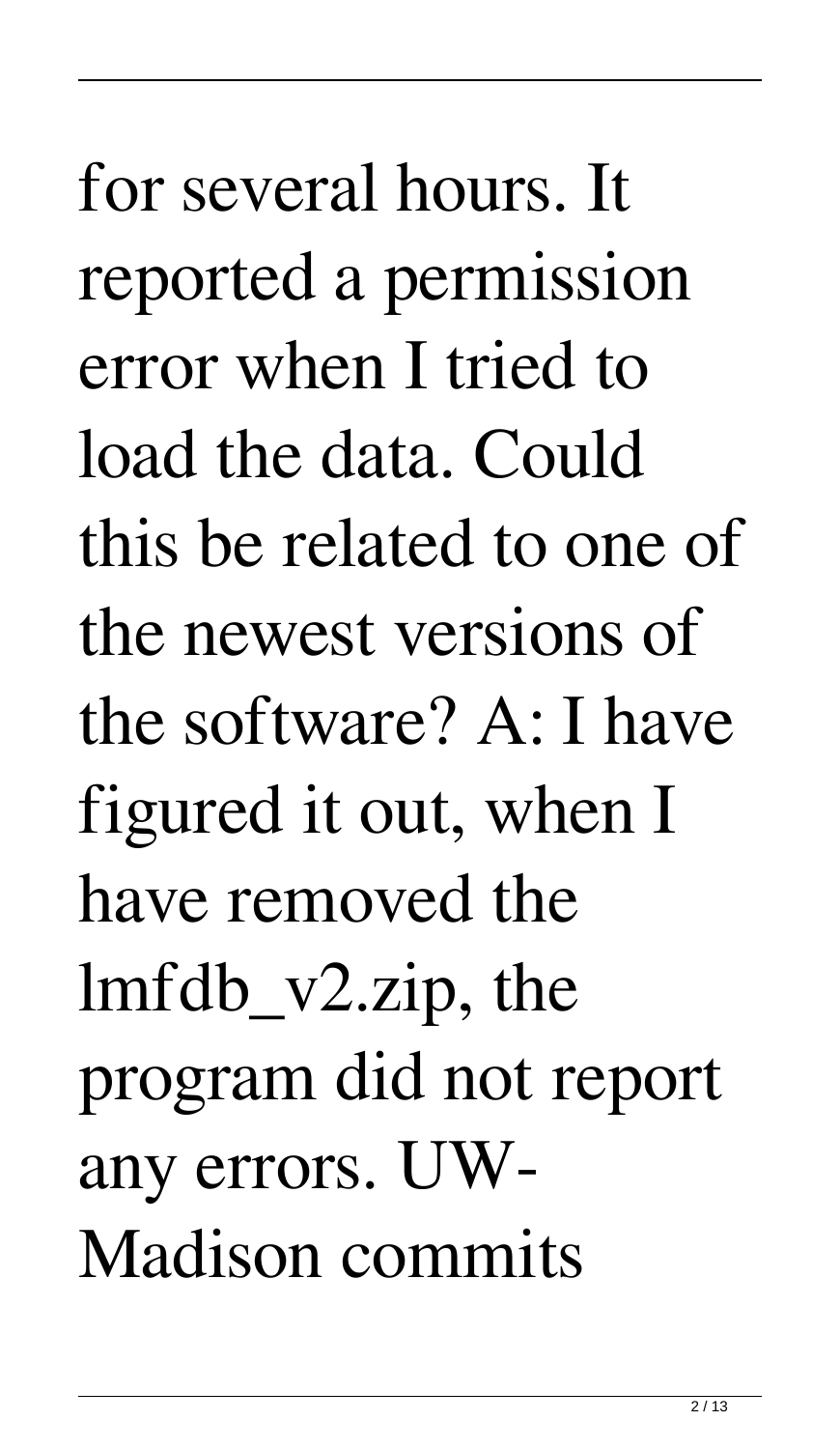for several hours. It reported a permission error when I tried to load the data. Could this be related to one of the newest versions of the software? A: I have figured it out, when I have removed the lmfdb_v2.zip, the program did not report any errors. UW-Madison commits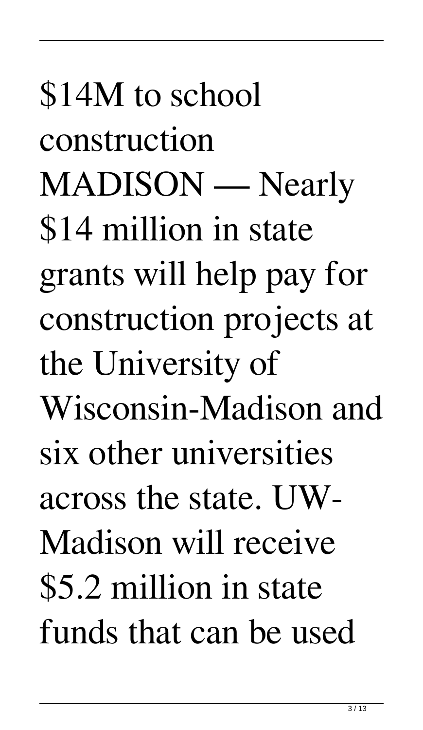$14M to school construction

MADISON — Nearly $14 million in state grants will help pay for construction projects at the University of Wisconsin-Madison and six other universities across the state. UW-Madison will receive $5.2 million in state funds that can be used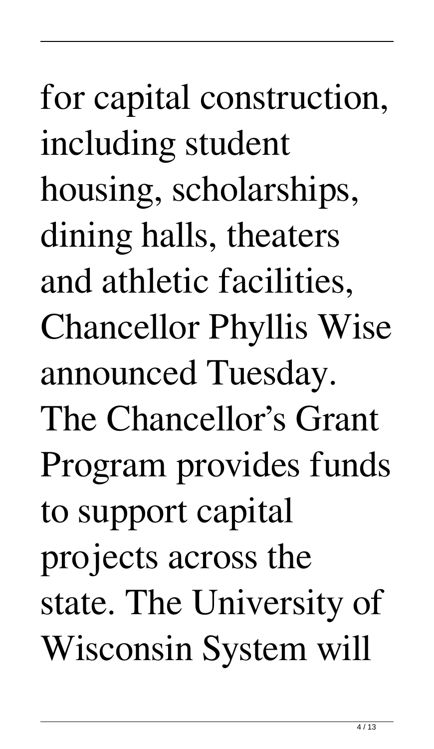for capital construction, including student housing, scholarships, dining halls, theaters and athletic facilities, Chancellor Phyllis Wise announced Tuesday. The Chancellor's Grant Program provides funds to support capital projects across the state. The University of Wisconsin System will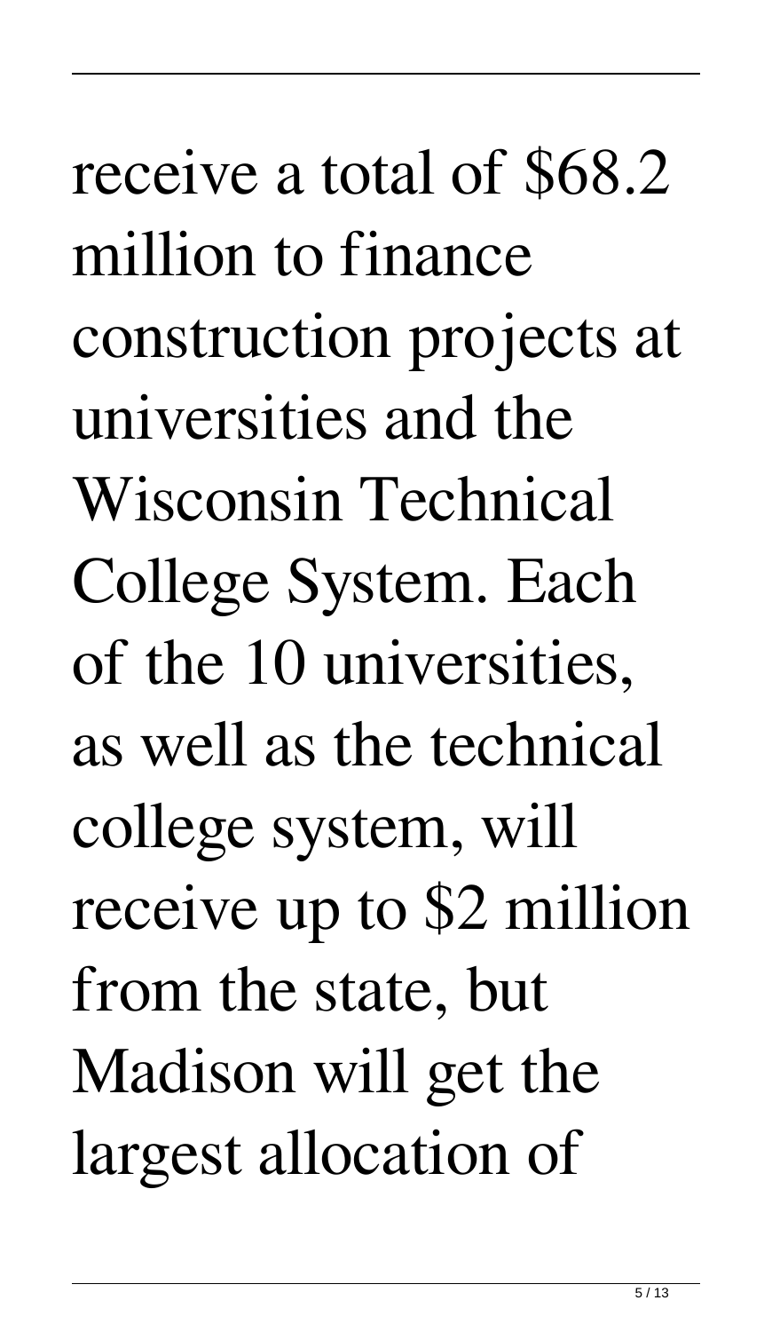receive a total of $68.2 million to finance construction projects at universities and the Wisconsin Technical College System. Each of the 10 universities, as well as the technical college system, will receive up to $2 million from the state, but Madison will get the largest allocation of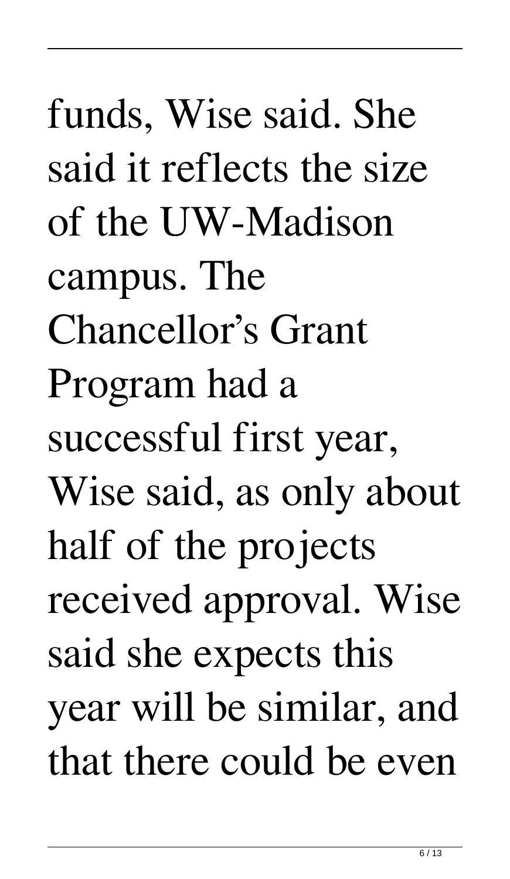funds, Wise said. She said it reflects the size of the UW-Madison campus. The Chancellor's Grant Program had a successful first year, Wise said, as only about half of the projects received approval. Wise said she expects this year will be similar, and that there could be even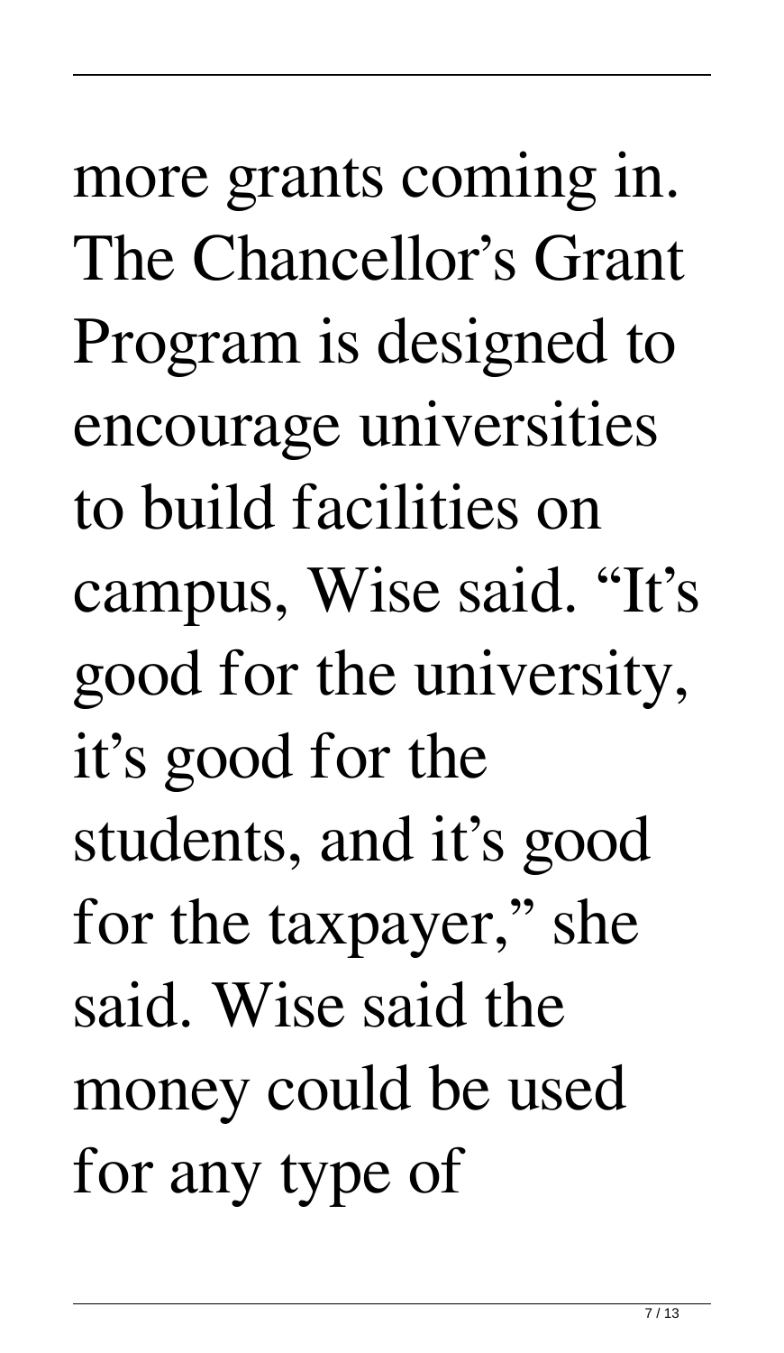more grants coming in. The Chancellor's Grant Program is designed to encourage universities to build facilities on campus, Wise said. "It's good for the university, it's good for the students, and it's good for the taxpayer," she said. Wise said the money could be used for any type of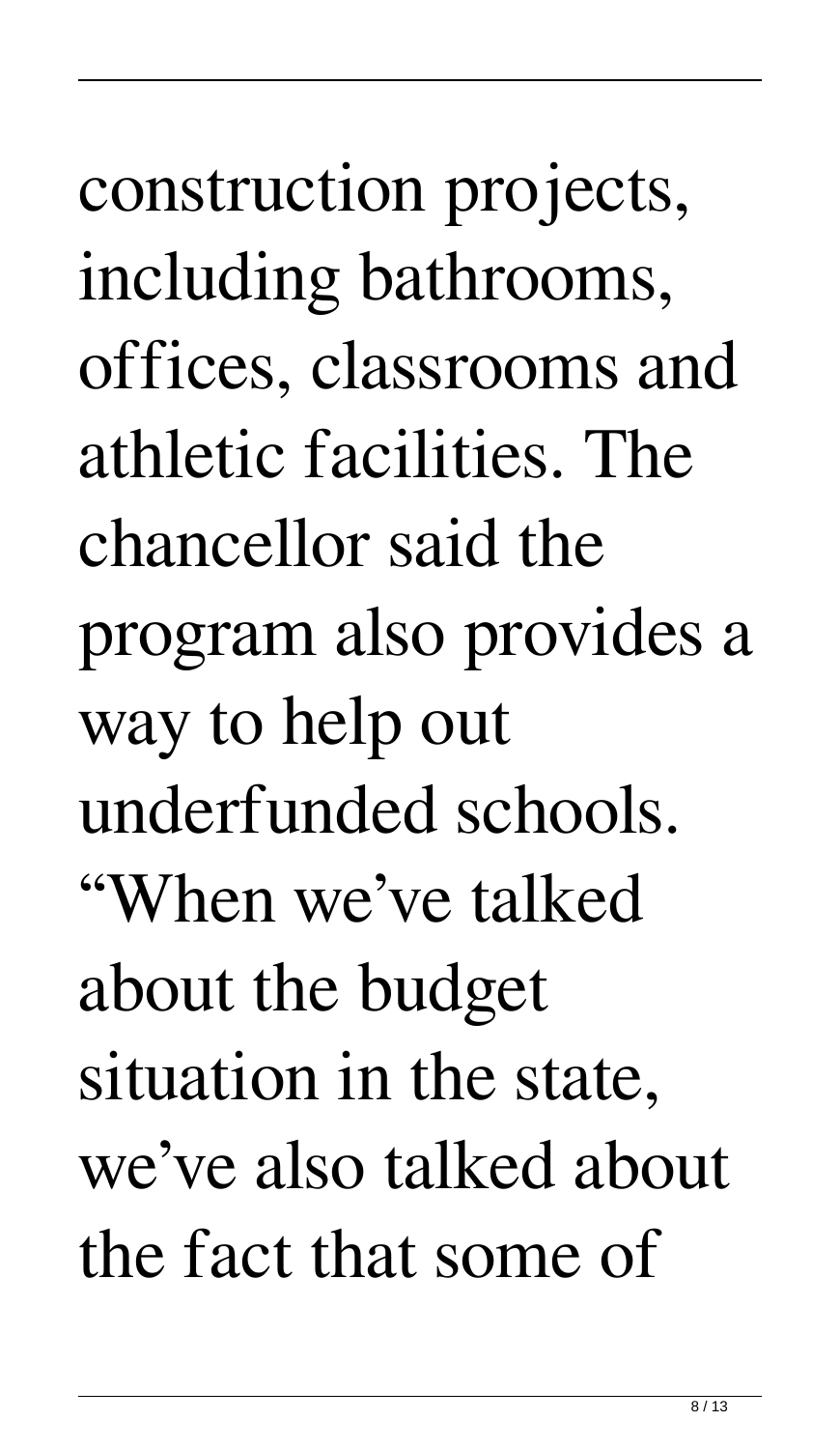construction projects, including bathrooms, offices, classrooms and athletic facilities. The chancellor said the program also provides a way to help out underfunded schools. “When we’ve talked about the budget situation in the state, we’ve also talked about the fact that some of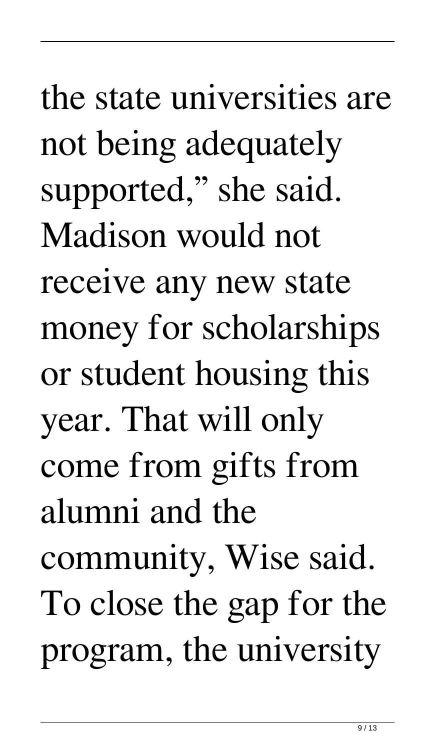the state universities are not being adequately supported," she said. Madison would not receive any new state money for scholarships or student housing this year. That will only come from gifts from alumni and the community, Wise said. To close the gap for the program, the university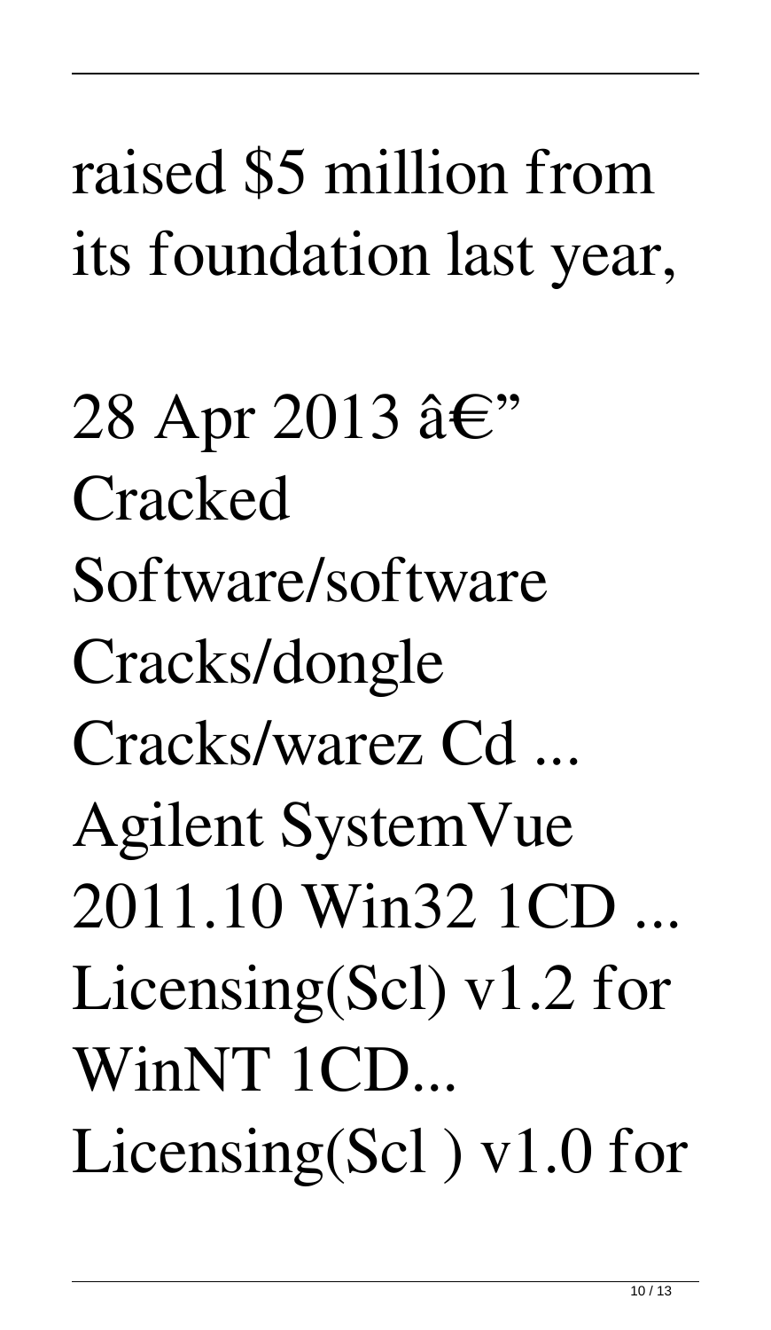raised $5 million from its foundation last year,

28 Apr 2013 â€" Cracked Software/software Cracks/dongle Cracks/warez Cd ... Agilent SystemVue 2011.10 Win32 1CD ... Licensing(Scl) v1.2 for WinNT 1CD... Licensing(Scl ) v1.0 for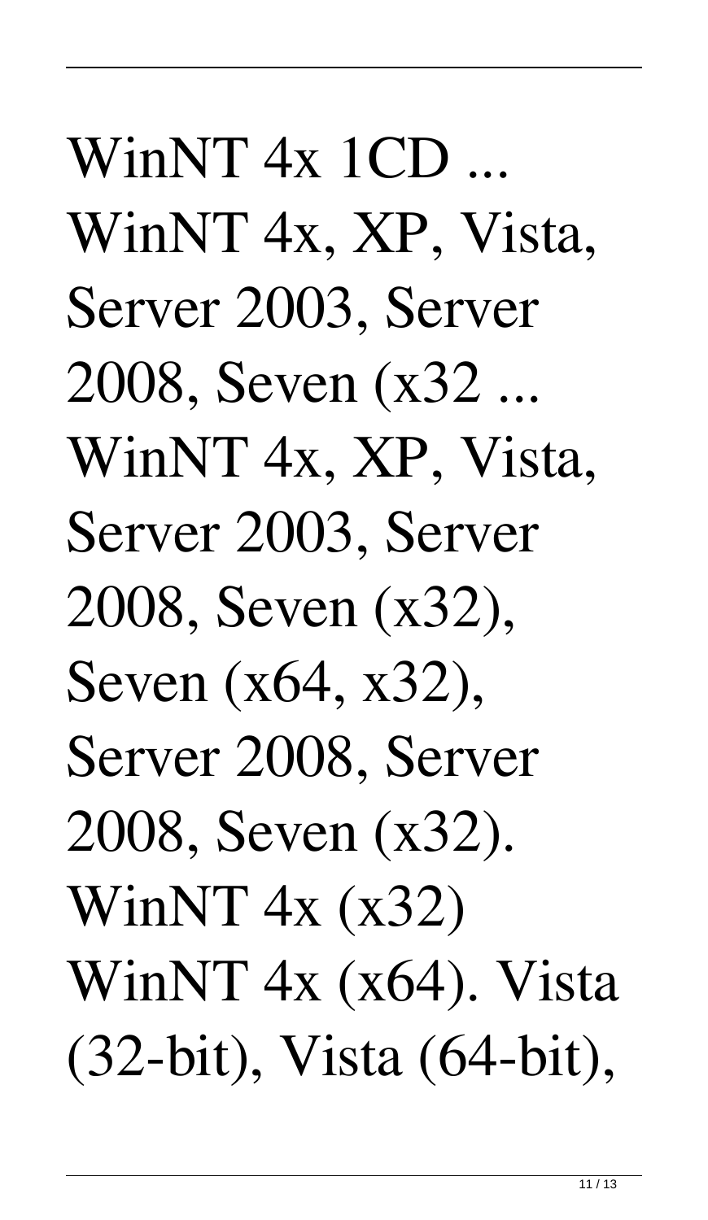WinNT 4x 1CD ... WinNT 4x, XP, Vista, Server 2003, Server 2008, Seven (x32 ... WinNT 4x, XP, Vista, Server 2003, Server 2008, Seven (x32), Seven (x64, x32), Server 2008, Server 2008, Seven (x32). WinNT 4x (x32) WinNT 4x (x64). Vista (32-bit), Vista (64-bit),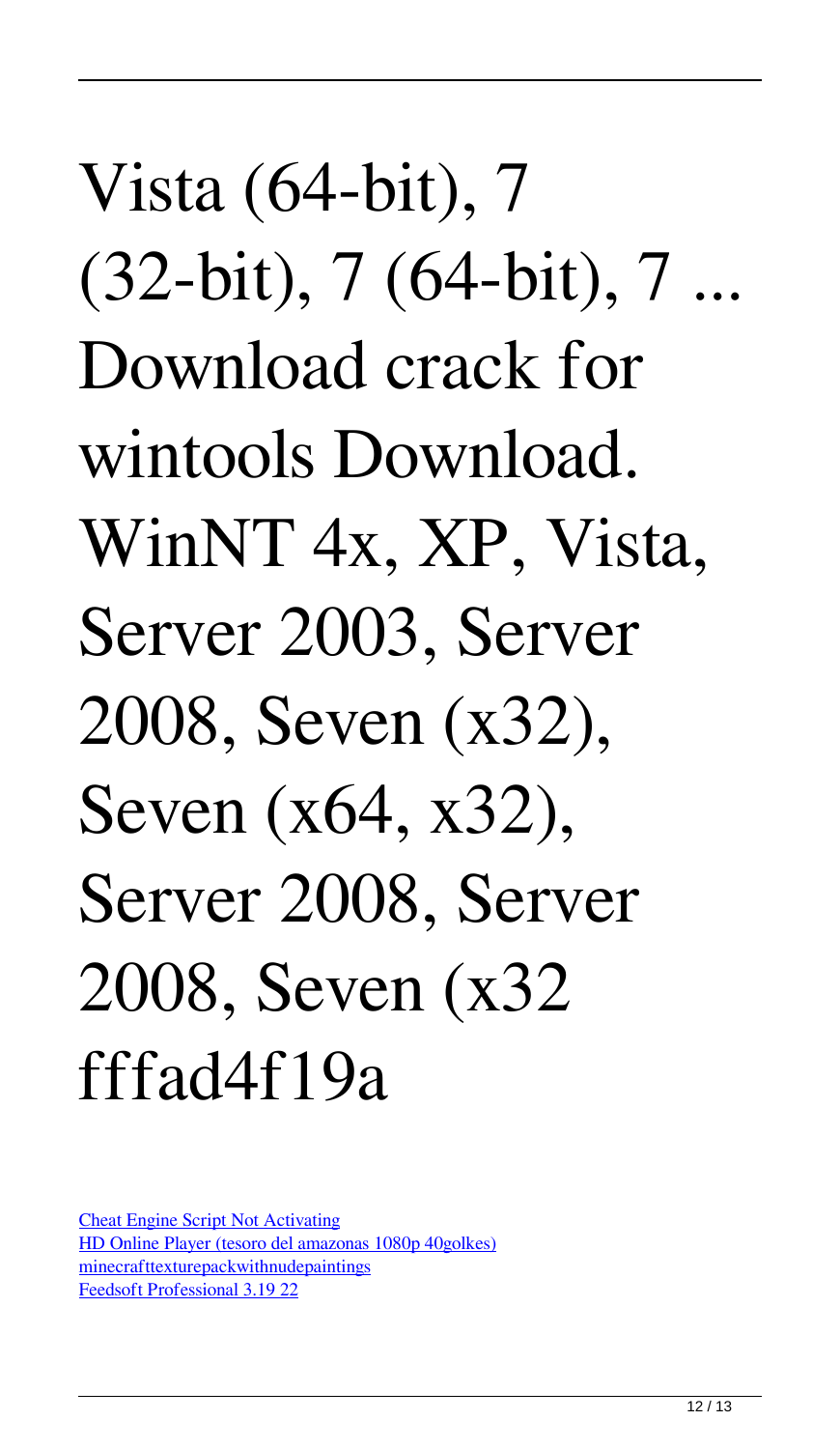Vista (64-bit), 7 (32-bit), 7 (64-bit), 7 ... Download crack for wintools Download. WinNT 4x, XP, Vista, Server 2003, Server 2008, Seven (x32), Seven (x64, x32), Server 2008, Server 2008, Seven (x32 fffad4f19a

Cheat Engine Script Not Activating
HD Online Player (tesoro del amazonas 1080p 40golkes)
minecrafttexturepackwithnudepaintings
Feedsoft Professional 3.19 22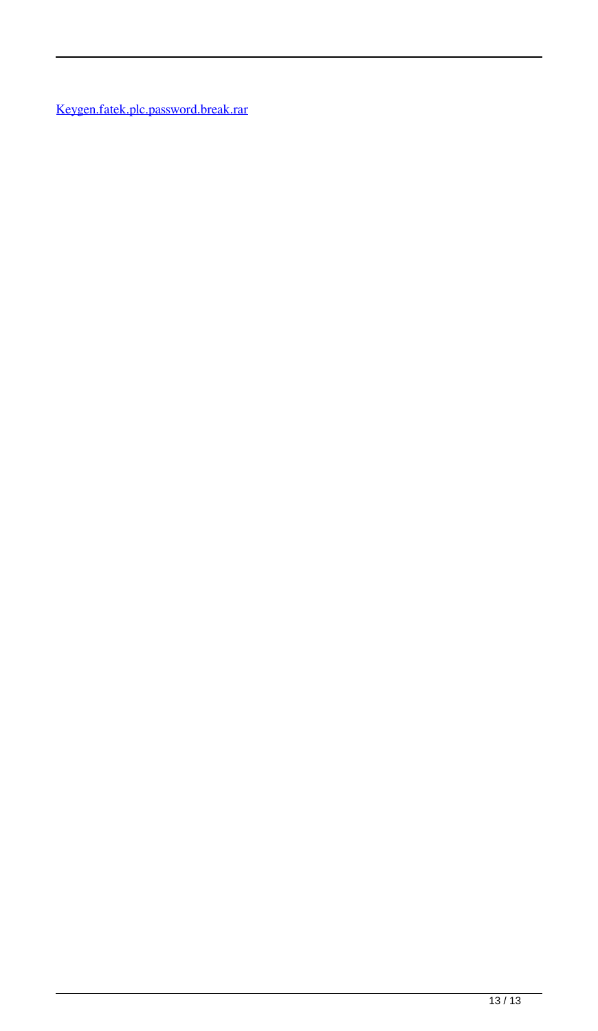[Keygen.fatek.plc.password.break.rar]